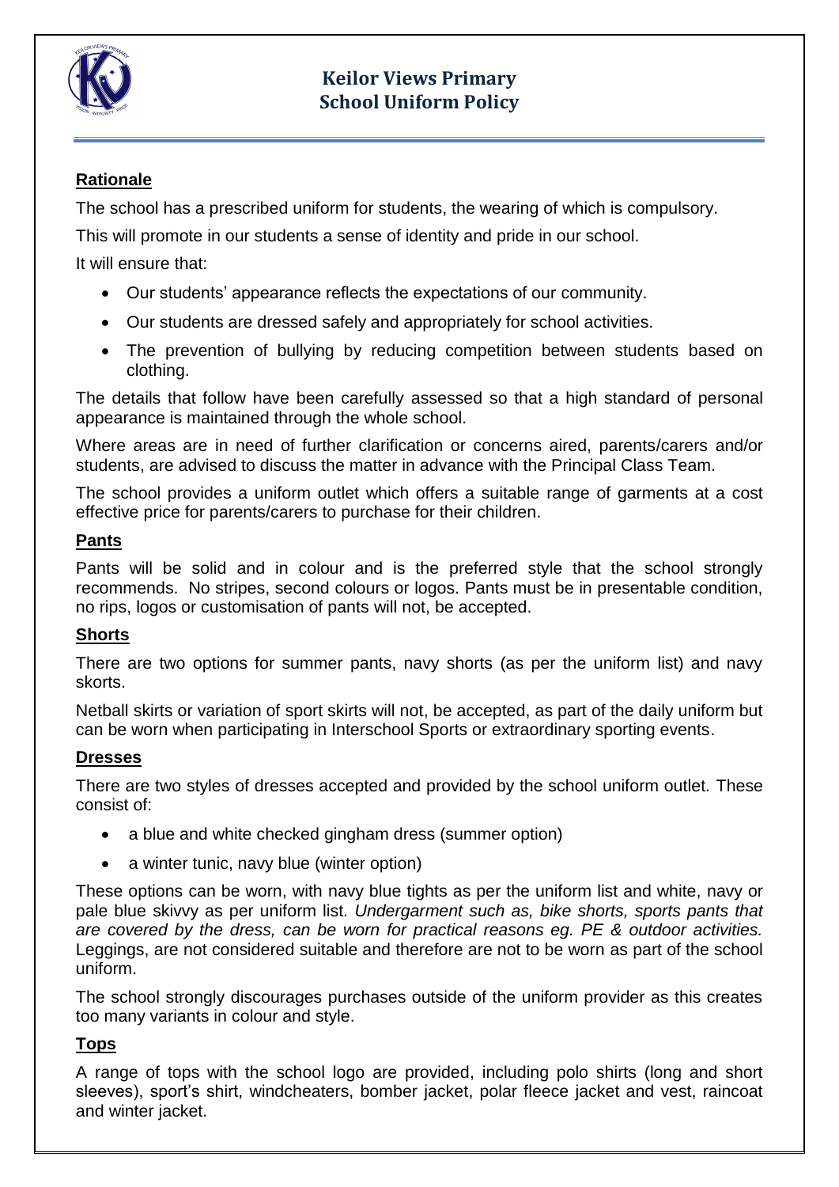# Keilor Views Primary
# School Uniform Policy

## Rationale

The school has a prescribed uniform for students, the wearing of which is compulsory.

This will promote in our students a sense of identity and pride in our school.

It will ensure that:

- Our students' appearance reflects the expectations of our community.
- Our students are dressed safely and appropriately for school activities.
- The prevention of bullying by reducing competition between students based on clothing.

The details that follow have been carefully assessed so that a high standard of personal appearance is maintained through the whole school.

Where areas are in need of further clarification or concerns aired, parents/carers and/or students, are advised to discuss the matter in advance with the Principal Class Team.

The school provides a uniform outlet which offers a suitable range of garments at a cost effective price for parents/carers to purchase for their children.

## Pants

Pants will be solid and in colour and is the preferred style that the school strongly recommends. No stripes, second colours or logos. Pants must be in presentable condition, no rips, logos or customisation of pants will not, be accepted.

## Shorts

There are two options for summer pants, navy shorts (as per the uniform list) and navy skorts.

Netball skirts or variation of sport skirts will not, be accepted, as part of the daily uniform but can be worn when participating in Interschool Sports or extraordinary sporting events.

## Dresses

There are two styles of dresses accepted and provided by the school uniform outlet. These consist of:

- a blue and white checked gingham dress (summer option)
- a winter tunic, navy blue (winter option)

These options can be worn, with navy blue tights as per the uniform list and white, navy or pale blue skivvy as per uniform list. *Undergarment such as, bike shorts, sports pants that are covered by the dress, can be worn for practical reasons eg. PE & outdoor activities.* Leggings, are not considered suitable and therefore are not to be worn as part of the school uniform.

The school strongly discourages purchases outside of the uniform provider as this creates too many variants in colour and style.

## Tops

A range of tops with the school logo are provided, including polo shirts (long and short sleeves), sport's shirt, windcheaters, bomber jacket, polar fleece jacket and vest, raincoat and winter jacket.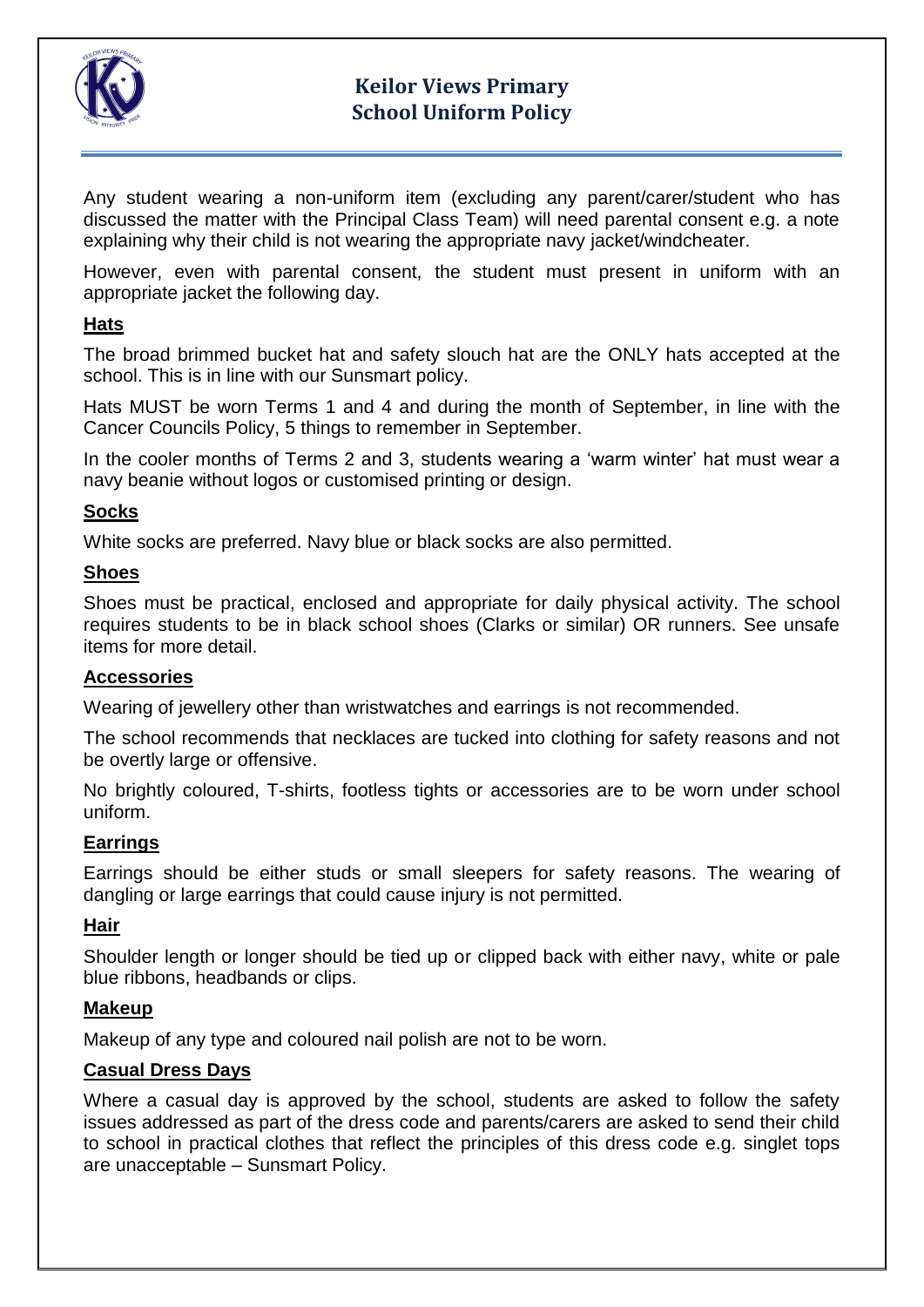# Keilor Views Primary School Uniform Policy

Any student wearing a non-uniform item (excluding any parent/carer/student who has discussed the matter with the Principal Class Team) will need parental consent e.g. a note explaining why their child is not wearing the appropriate navy jacket/windcheater.

However, even with parental consent, the student must present in uniform with an appropriate jacket the following day.

## Hats

The broad brimmed bucket hat and safety slouch hat are the ONLY hats accepted at the school. This is in line with our Sunsmart policy.

Hats MUST be worn Terms 1 and 4 and during the month of September, in line with the Cancer Councils Policy, 5 things to remember in September.

In the cooler months of Terms 2 and 3, students wearing a 'warm winter' hat must wear a navy beanie without logos or customised printing or design.

## Socks

White socks are preferred. Navy blue or black socks are also permitted.

## Shoes

Shoes must be practical, enclosed and appropriate for daily physical activity. The school requires students to be in black school shoes (Clarks or similar) OR runners. See unsafe items for more detail.

## Accessories

Wearing of jewellery other than wristwatches and earrings is not recommended.

The school recommends that necklaces are tucked into clothing for safety reasons and not be overtly large or offensive.

No brightly coloured, T-shirts, footless tights or accessories are to be worn under school uniform.

## Earrings

Earrings should be either studs or small sleepers for safety reasons. The wearing of dangling or large earrings that could cause injury is not permitted.

## Hair

Shoulder length or longer should be tied up or clipped back with either navy, white or pale blue ribbons, headbands or clips.

## Makeup

Makeup of any type and coloured nail polish are not to be worn.

## Casual Dress Days

Where a casual day is approved by the school, students are asked to follow the safety issues addressed as part of the dress code and parents/carers are asked to send their child to school in practical clothes that reflect the principles of this dress code e.g. singlet tops are unacceptable – Sunsmart Policy.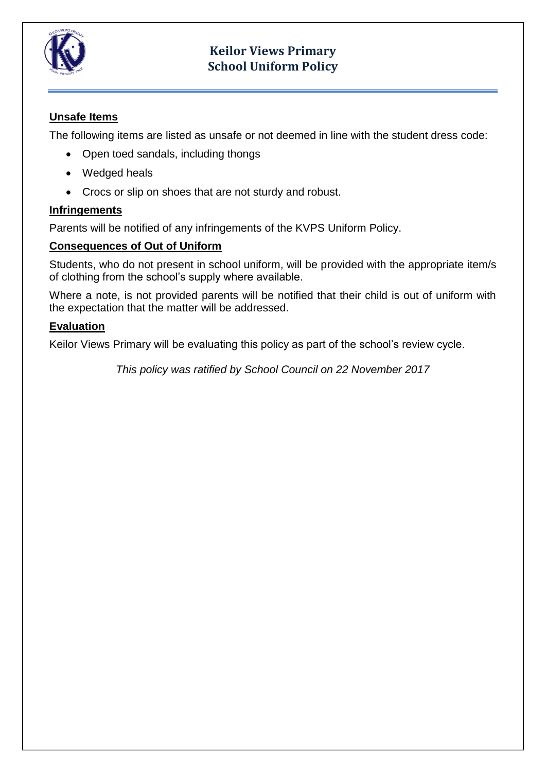## Unsafe Items

The following items are listed as unsafe or not deemed in line with the student dress code:

- Open toed sandals, including thongs
- Wedged heals
- Crocs or slip on shoes that are not sturdy and robust.

## Infringements

Parents will be notified of any infringements of the KVPS Uniform Policy.

## Consequences of Out of Uniform

Students, who do not present in school uniform, will be provided with the appropriate item/s of clothing from the school's supply where available.

Where a note, is not provided parents will be notified that their child is out of uniform with the expectation that the matter will be addressed.

## Evaluation

Keilor Views Primary will be evaluating this policy as part of the school's review cycle.

*This policy was ratified by School Council on 22 November 2017*